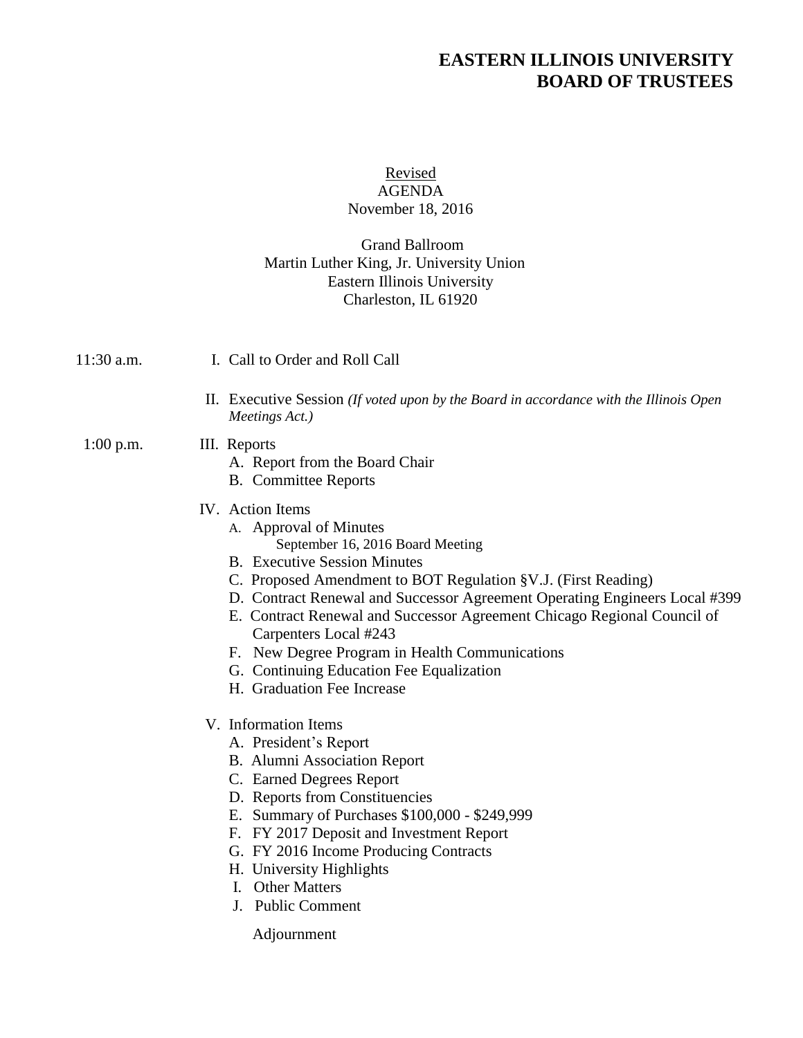# EASTERN ILLINOIS UNIVERSITY
# BOARD OF TRUSTEES

<u>Revised</u>
AGENDA
November 18, 2016

Grand Ballroom
Martin Luther King, Jr. University Union
Eastern Illinois University
Charleston, IL 61920

11:30 a.m. I. Call to Order and Roll Call

II. Executive Session *(If voted upon by the Board in accordance with the Illinois Open Meetings Act.)*

1:00 p.m. III. Reports

- A. Report from the Board Chair
- B. Committee Reports

IV. Action Items

- A. Approval of Minutes
  - September 16, 2016 Board Meeting
- B. Executive Session Minutes
- C. Proposed Amendment to BOT Regulation §V.J. (First Reading)
- D. Contract Renewal and Successor Agreement Operating Engineers Local #399
- E. Contract Renewal and Successor Agreement Chicago Regional Council of Carpenters Local #243
- F. New Degree Program in Health Communications
- G. Continuing Education Fee Equalization
- H. Graduation Fee Increase

V. Information Items

- A. President's Report
- B. Alumni Association Report
- C. Earned Degrees Report
- D. Reports from Constituencies
- E. Summary of Purchases $100,000 - $249,999
- F. FY 2017 Deposit and Investment Report
- G. FY 2016 Income Producing Contracts
- H. University Highlights
- I. Other Matters
- J. Public Comment

Adjournment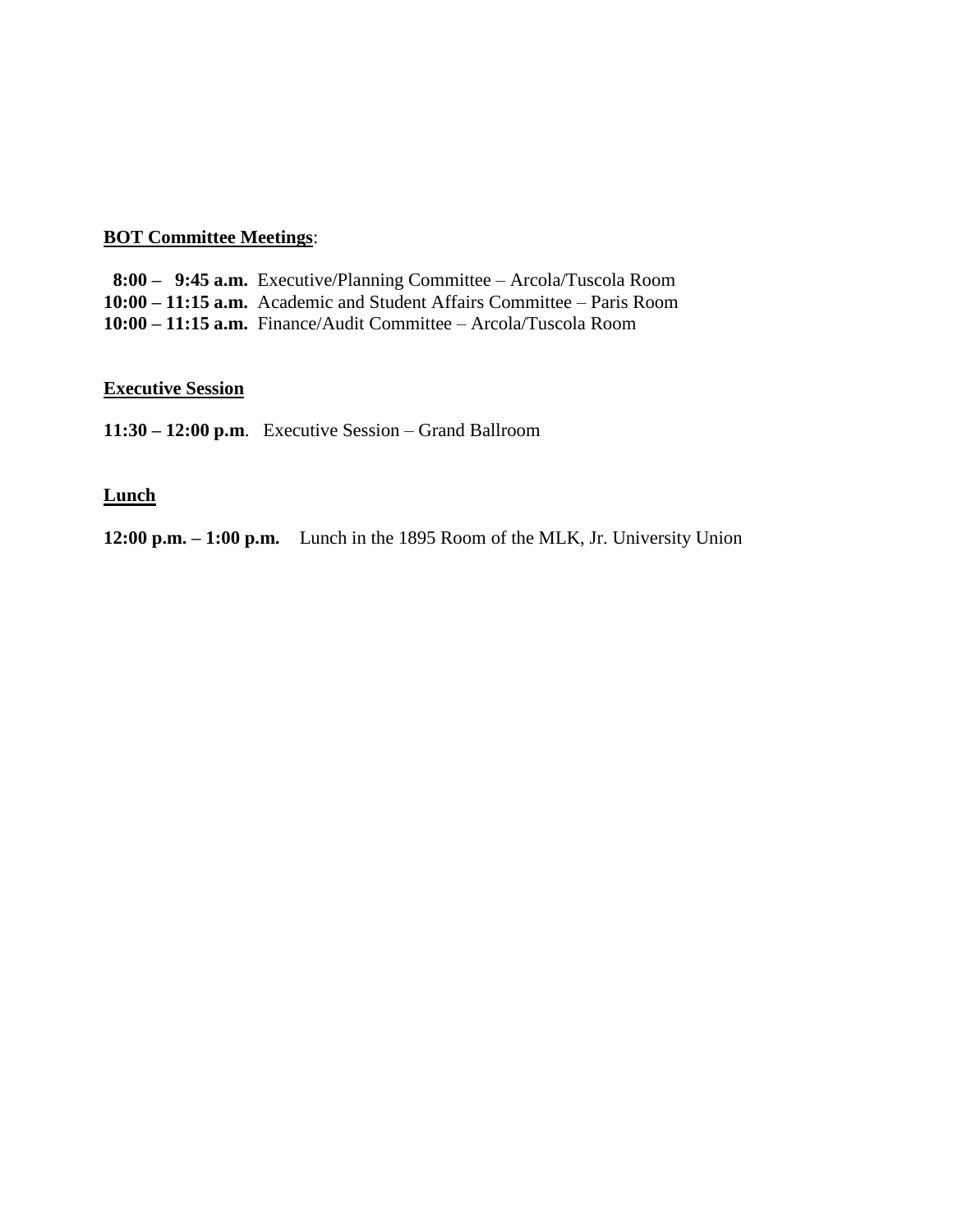**BOT Committee Meetings**:

**8:00 – 9:45 a.m.** Executive/Planning Committee – Arcola/Tuscola Room
**10:00 – 11:15 a.m.** Academic and Student Affairs Committee – Paris Room
**10:00 – 11:15 a.m.** Finance/Audit Committee – Arcola/Tuscola Room

**Executive Session**

**11:30 – 12:00 p.m**. Executive Session – Grand Ballroom

**Lunch**

**12:00 p.m. – 1:00 p.m.** Lunch in the 1895 Room of the MLK, Jr. University Union